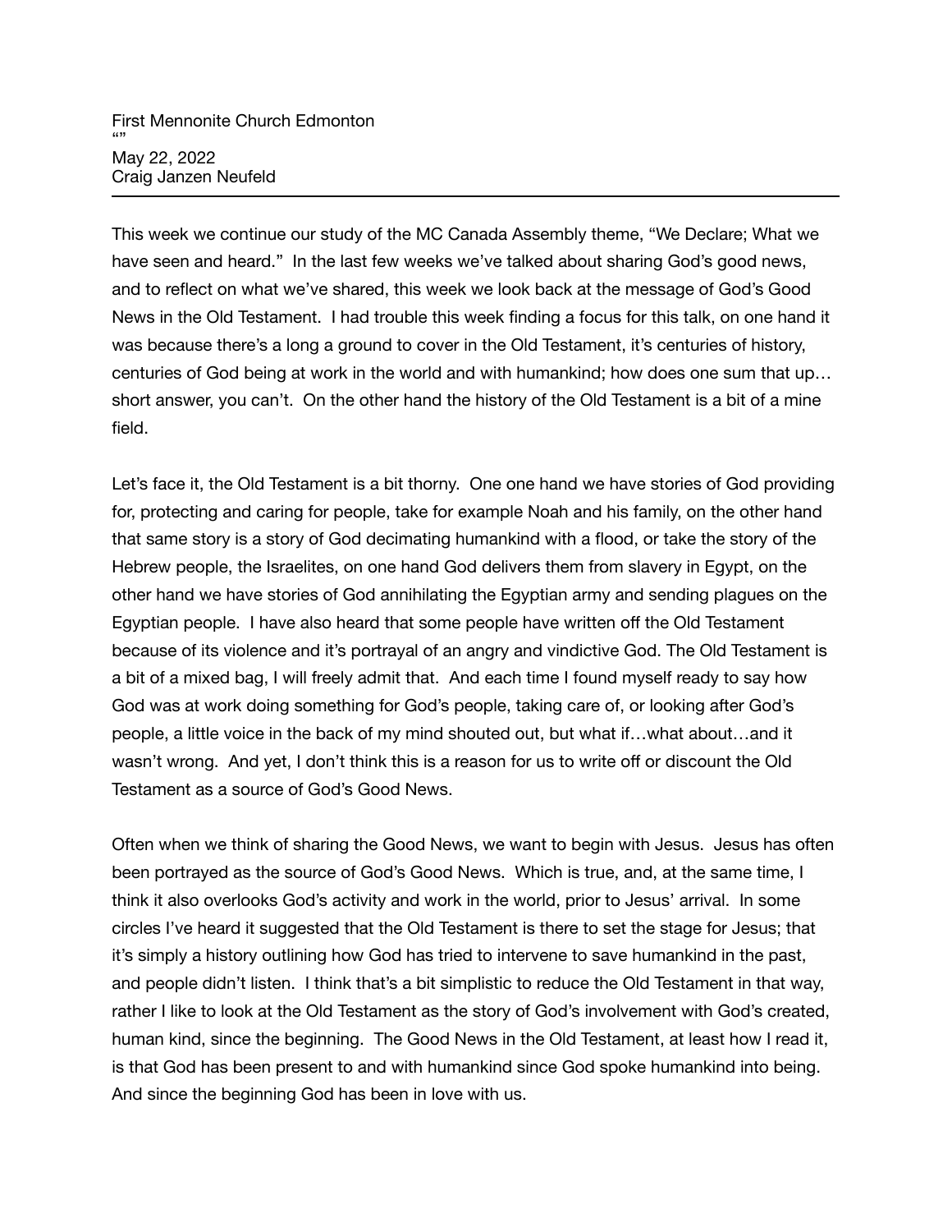First Mennonite Church Edmonton
""
May 22, 2022
Craig Janzen Neufeld

---

This week we continue our study of the MC Canada Assembly theme, "We Declare; What we have seen and heard." In the last few weeks we've talked about sharing God's good news, and to reflect on what we've shared, this week we look back at the message of God's Good News in the Old Testament. I had trouble this week finding a focus for this talk, on one hand it was because there's a long a ground to cover in the Old Testament, it's centuries of history, centuries of God being at work in the world and with humankind; how does one sum that up… short answer, you can't. On the other hand the history of the Old Testament is a bit of a mine field.

Let's face it, the Old Testament is a bit thorny. One one hand we have stories of God providing for, protecting and caring for people, take for example Noah and his family, on the other hand that same story is a story of God decimating humankind with a flood, or take the story of the Hebrew people, the Israelites, on one hand God delivers them from slavery in Egypt, on the other hand we have stories of God annihilating the Egyptian army and sending plagues on the Egyptian people. I have also heard that some people have written off the Old Testament because of its violence and it's portrayal of an angry and vindictive God. The Old Testament is a bit of a mixed bag, I will freely admit that. And each time I found myself ready to say how God was at work doing something for God's people, taking care of, or looking after God's people, a little voice in the back of my mind shouted out, but what if…what about…and it wasn't wrong. And yet, I don't think this is a reason for us to write off or discount the Old Testament as a source of God's Good News.

Often when we think of sharing the Good News, we want to begin with Jesus. Jesus has often been portrayed as the source of God's Good News. Which is true, and, at the same time, I think it also overlooks God's activity and work in the world, prior to Jesus' arrival. In some circles I've heard it suggested that the Old Testament is there to set the stage for Jesus; that it's simply a history outlining how God has tried to intervene to save humankind in the past, and people didn't listen. I think that's a bit simplistic to reduce the Old Testament in that way, rather I like to look at the Old Testament as the story of God's involvement with God's created, human kind, since the beginning. The Good News in the Old Testament, at least how I read it, is that God has been present to and with humankind since God spoke humankind into being. And since the beginning God has been in love with us.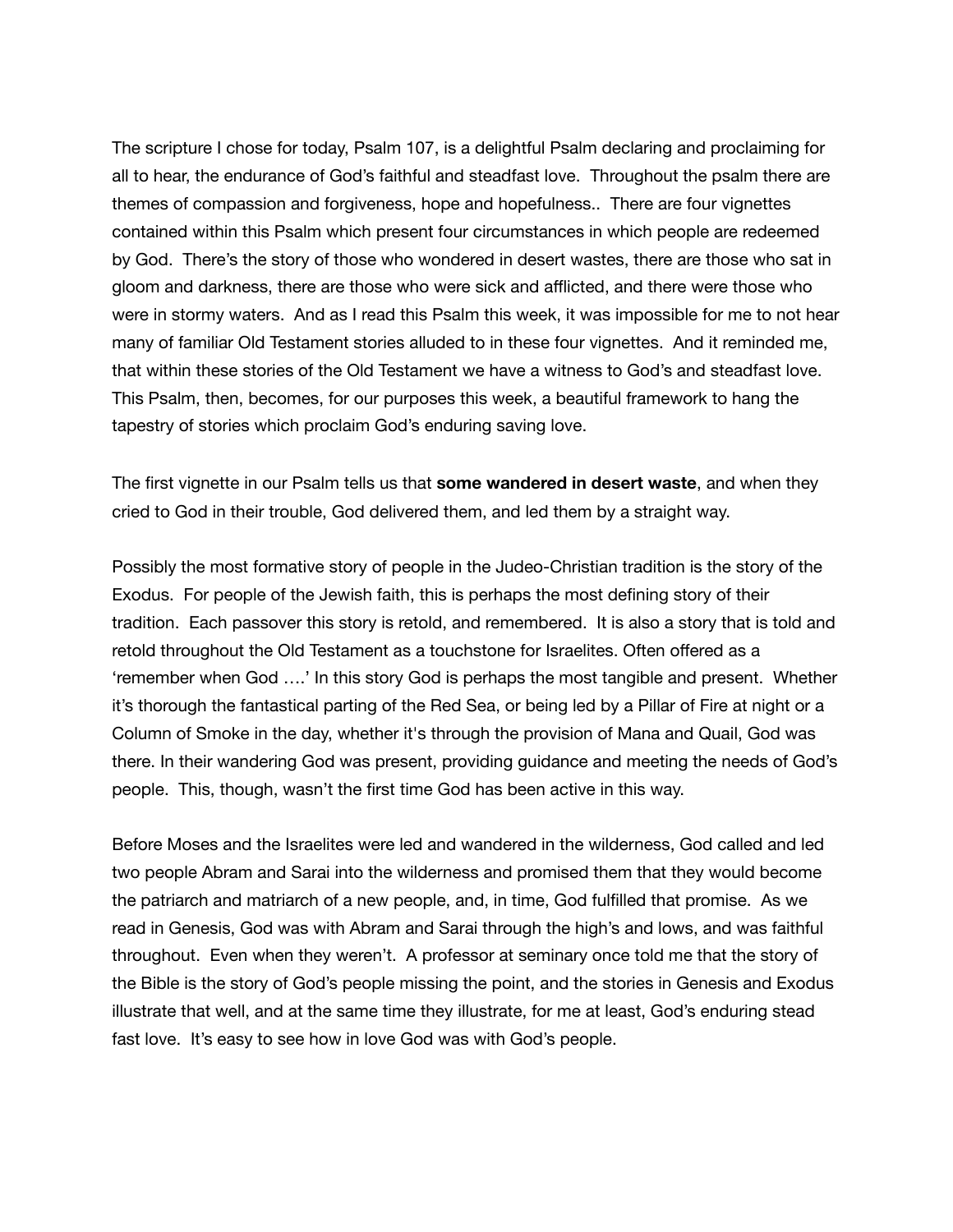The scripture I chose for today, Psalm 107, is a delightful Psalm declaring and proclaiming for all to hear, the endurance of God's faithful and steadfast love. Throughout the psalm there are themes of compassion and forgiveness, hope and hopefulness.. There are four vignettes contained within this Psalm which present four circumstances in which people are redeemed by God. There's the story of those who wondered in desert wastes, there are those who sat in gloom and darkness, there are those who were sick and afflicted, and there were those who were in stormy waters. And as I read this Psalm this week, it was impossible for me to not hear many of familiar Old Testament stories alluded to in these four vignettes. And it reminded me, that within these stories of the Old Testament we have a witness to God's and steadfast love. This Psalm, then, becomes, for our purposes this week, a beautiful framework to hang the tapestry of stories which proclaim God's enduring saving love.

The first vignette in our Psalm tells us that **some wandered in desert waste**, and when they cried to God in their trouble, God delivered them, and led them by a straight way.

Possibly the most formative story of people in the Judeo-Christian tradition is the story of the Exodus. For people of the Jewish faith, this is perhaps the most defining story of their tradition. Each passover this story is retold, and remembered. It is also a story that is told and retold throughout the Old Testament as a touchstone for Israelites. Often offered as a 'remember when God ….' In this story God is perhaps the most tangible and present. Whether it's thorough the fantastical parting of the Red Sea, or being led by a Pillar of Fire at night or a Column of Smoke in the day, whether it's through the provision of Mana and Quail, God was there. In their wandering God was present, providing guidance and meeting the needs of God's people. This, though, wasn't the first time God has been active in this way.

Before Moses and the Israelites were led and wandered in the wilderness, God called and led two people Abram and Sarai into the wilderness and promised them that they would become the patriarch and matriarch of a new people, and, in time, God fulfilled that promise. As we read in Genesis, God was with Abram and Sarai through the high's and lows, and was faithful throughout. Even when they weren't. A professor at seminary once told me that the story of the Bible is the story of God's people missing the point, and the stories in Genesis and Exodus illustrate that well, and at the same time they illustrate, for me at least, God's enduring stead fast love. It's easy to see how in love God was with God's people.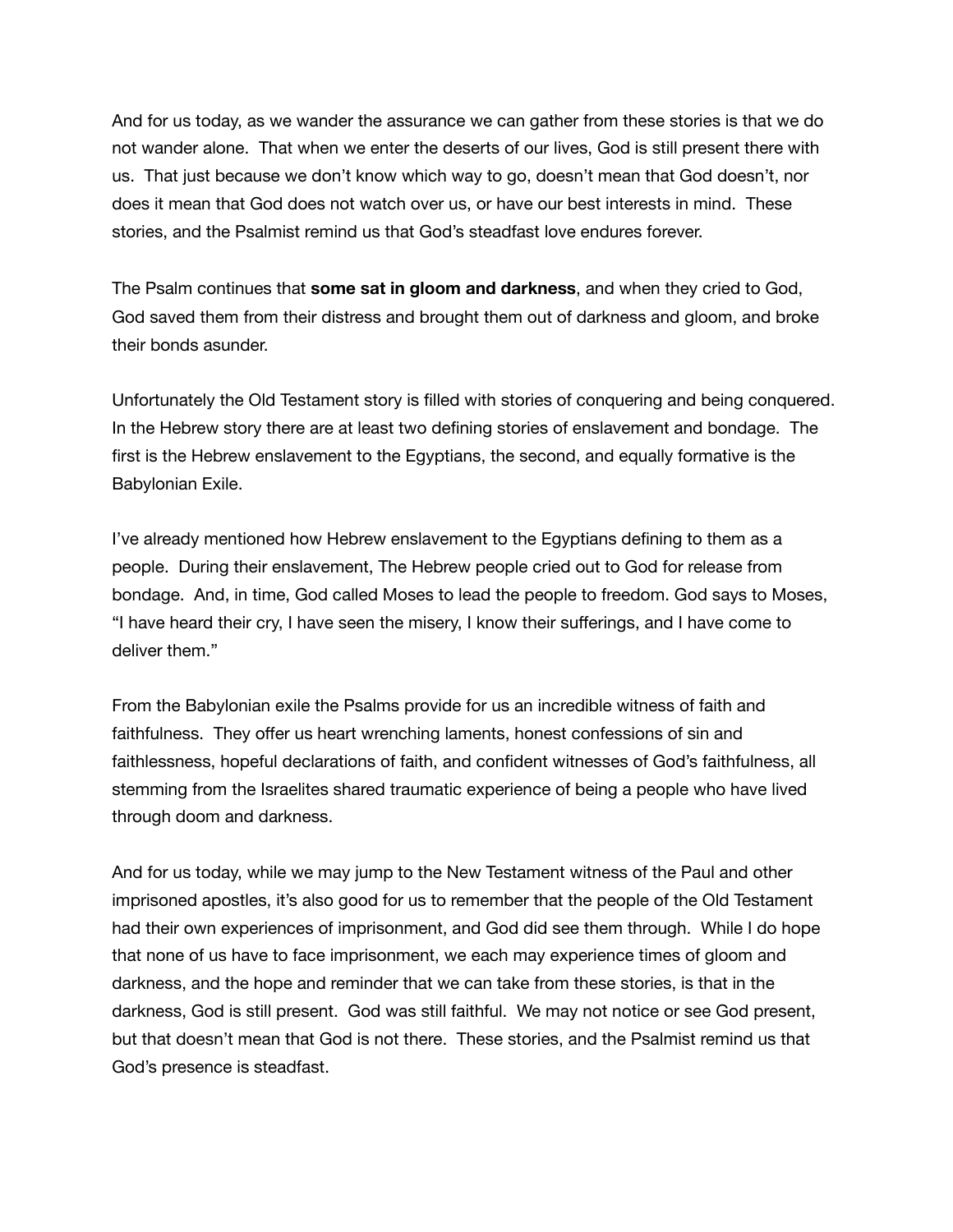And for us today, as we wander the assurance we can gather from these stories is that we do not wander alone. That when we enter the deserts of our lives, God is still present there with us. That just because we don't know which way to go, doesn't mean that God doesn't, nor does it mean that God does not watch over us, or have our best interests in mind. These stories, and the Psalmist remind us that God's steadfast love endures forever.

The Psalm continues that **some sat in gloom and darkness**, and when they cried to God, God saved them from their distress and brought them out of darkness and gloom, and broke their bonds asunder.

Unfortunately the Old Testament story is filled with stories of conquering and being conquered. In the Hebrew story there are at least two defining stories of enslavement and bondage. The first is the Hebrew enslavement to the Egyptians, the second, and equally formative is the Babylonian Exile.

I've already mentioned how Hebrew enslavement to the Egyptians defining to them as a people. During their enslavement, The Hebrew people cried out to God for release from bondage. And, in time, God called Moses to lead the people to freedom. God says to Moses, "I have heard their cry, I have seen the misery, I know their sufferings, and I have come to deliver them."

From the Babylonian exile the Psalms provide for us an incredible witness of faith and faithfulness. They offer us heart wrenching laments, honest confessions of sin and faithlessness, hopeful declarations of faith, and confident witnesses of God's faithfulness, all stemming from the Israelites shared traumatic experience of being a people who have lived through doom and darkness.

And for us today, while we may jump to the New Testament witness of the Paul and other imprisoned apostles, it's also good for us to remember that the people of the Old Testament had their own experiences of imprisonment, and God did see them through. While I do hope that none of us have to face imprisonment, we each may experience times of gloom and darkness, and the hope and reminder that we can take from these stories, is that in the darkness, God is still present. God was still faithful. We may not notice or see God present, but that doesn't mean that God is not there. These stories, and the Psalmist remind us that God's presence is steadfast.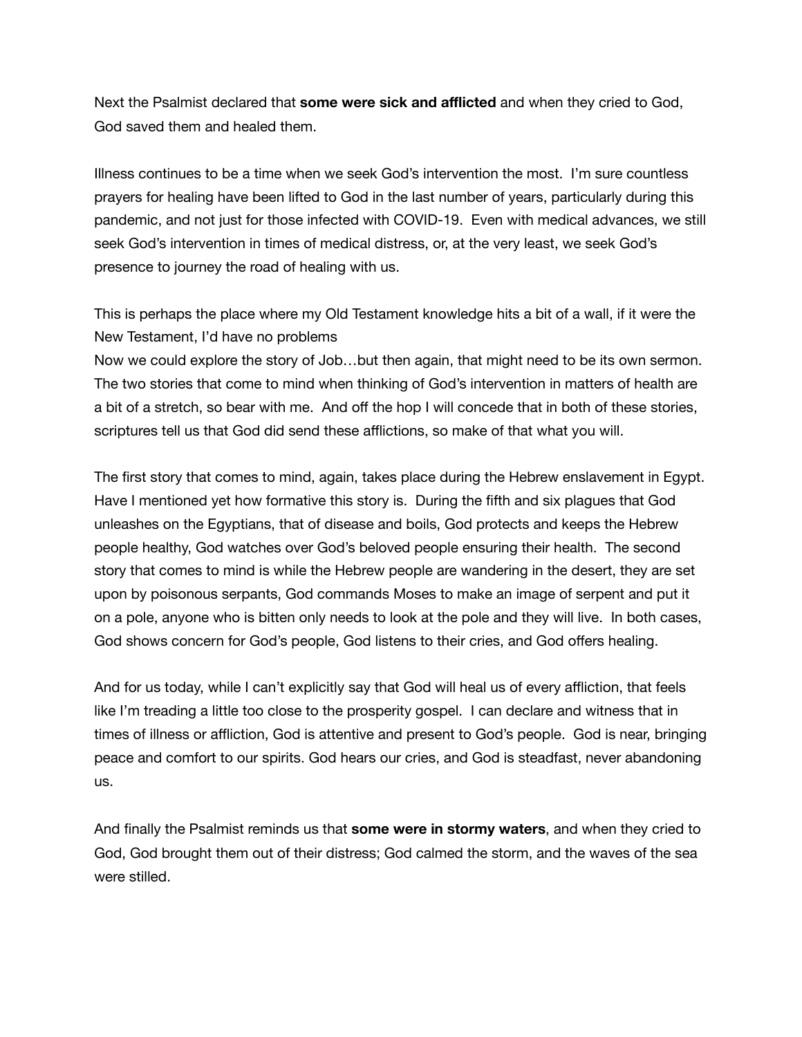Next the Psalmist declared that **some were sick and afflicted** and when they cried to God, God saved them and healed them.

Illness continues to be a time when we seek God's intervention the most. I'm sure countless prayers for healing have been lifted to God in the last number of years, particularly during this pandemic, and not just for those infected with COVID-19. Even with medical advances, we still seek God's intervention in times of medical distress, or, at the very least, we seek God's presence to journey the road of healing with us.

This is perhaps the place where my Old Testament knowledge hits a bit of a wall, if it were the New Testament, I'd have no problems
Now we could explore the story of Job…but then again, that might need to be its own sermon. The two stories that come to mind when thinking of God's intervention in matters of health are a bit of a stretch, so bear with me. And off the hop I will concede that in both of these stories, scriptures tell us that God did send these afflictions, so make of that what you will.

The first story that comes to mind, again, takes place during the Hebrew enslavement in Egypt. Have I mentioned yet how formative this story is. During the fifth and six plagues that God unleashes on the Egyptians, that of disease and boils, God protects and keeps the Hebrew people healthy, God watches over God's beloved people ensuring their health. The second story that comes to mind is while the Hebrew people are wandering in the desert, they are set upon by poisonous serpants, God commands Moses to make an image of serpent and put it on a pole, anyone who is bitten only needs to look at the pole and they will live. In both cases, God shows concern for God's people, God listens to their cries, and God offers healing.

And for us today, while I can't explicitly say that God will heal us of every affliction, that feels like I'm treading a little too close to the prosperity gospel. I can declare and witness that in times of illness or affliction, God is attentive and present to God's people. God is near, bringing peace and comfort to our spirits. God hears our cries, and God is steadfast, never abandoning us.

And finally the Psalmist reminds us that **some were in stormy waters**, and when they cried to God, God brought them out of their distress; God calmed the storm, and the waves of the sea were stilled.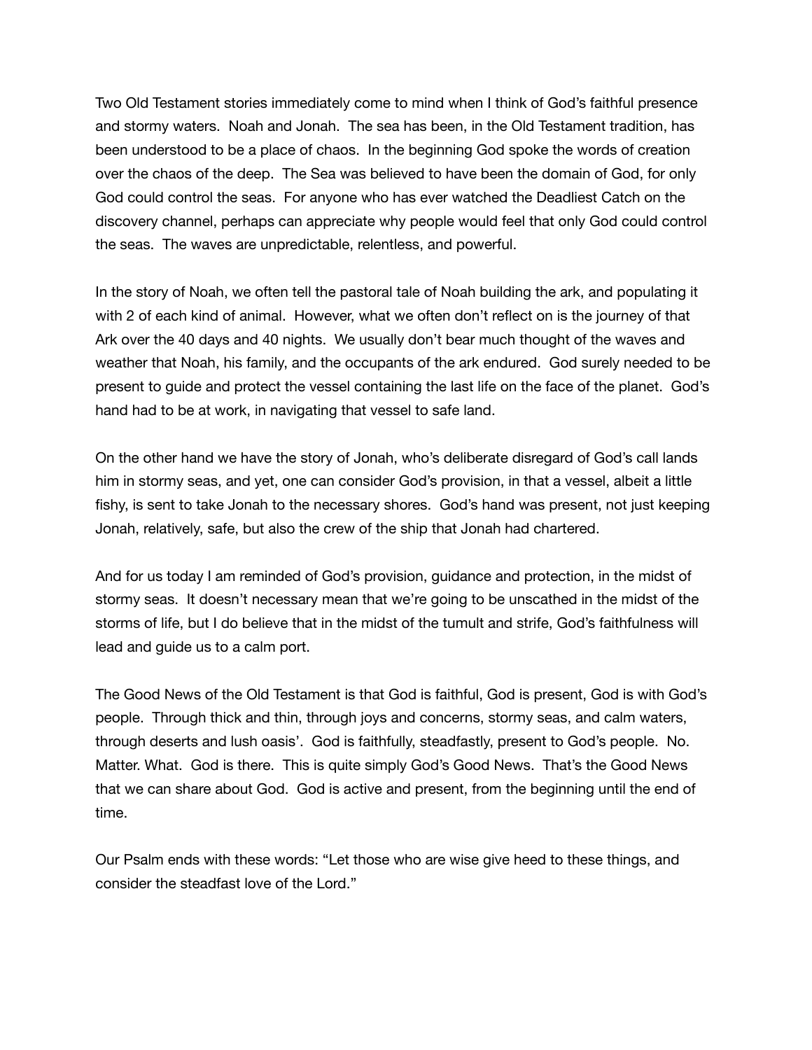Two Old Testament stories immediately come to mind when I think of God's faithful presence and stormy waters. Noah and Jonah. The sea has been, in the Old Testament tradition, has been understood to be a place of chaos. In the beginning God spoke the words of creation over the chaos of the deep. The Sea was believed to have been the domain of God, for only God could control the seas. For anyone who has ever watched the Deadliest Catch on the discovery channel, perhaps can appreciate why people would feel that only God could control the seas. The waves are unpredictable, relentless, and powerful.

In the story of Noah, we often tell the pastoral tale of Noah building the ark, and populating it with 2 of each kind of animal. However, what we often don't reflect on is the journey of that Ark over the 40 days and 40 nights. We usually don't bear much thought of the waves and weather that Noah, his family, and the occupants of the ark endured. God surely needed to be present to guide and protect the vessel containing the last life on the face of the planet. God's hand had to be at work, in navigating that vessel to safe land.

On the other hand we have the story of Jonah, who's deliberate disregard of God's call lands him in stormy seas, and yet, one can consider God's provision, in that a vessel, albeit a little fishy, is sent to take Jonah to the necessary shores. God's hand was present, not just keeping Jonah, relatively, safe, but also the crew of the ship that Jonah had chartered.

And for us today I am reminded of God's provision, guidance and protection, in the midst of stormy seas. It doesn't necessary mean that we're going to be unscathed in the midst of the storms of life, but I do believe that in the midst of the tumult and strife, God's faithfulness will lead and guide us to a calm port.

The Good News of the Old Testament is that God is faithful, God is present, God is with God's people. Through thick and thin, through joys and concerns, stormy seas, and calm waters, through deserts and lush oasis'. God is faithfully, steadfastly, present to God's people. No. Matter. What. God is there. This is quite simply God's Good News. That's the Good News that we can share about God. God is active and present, from the beginning until the end of time.

Our Psalm ends with these words: "Let those who are wise give heed to these things, and consider the steadfast love of the Lord."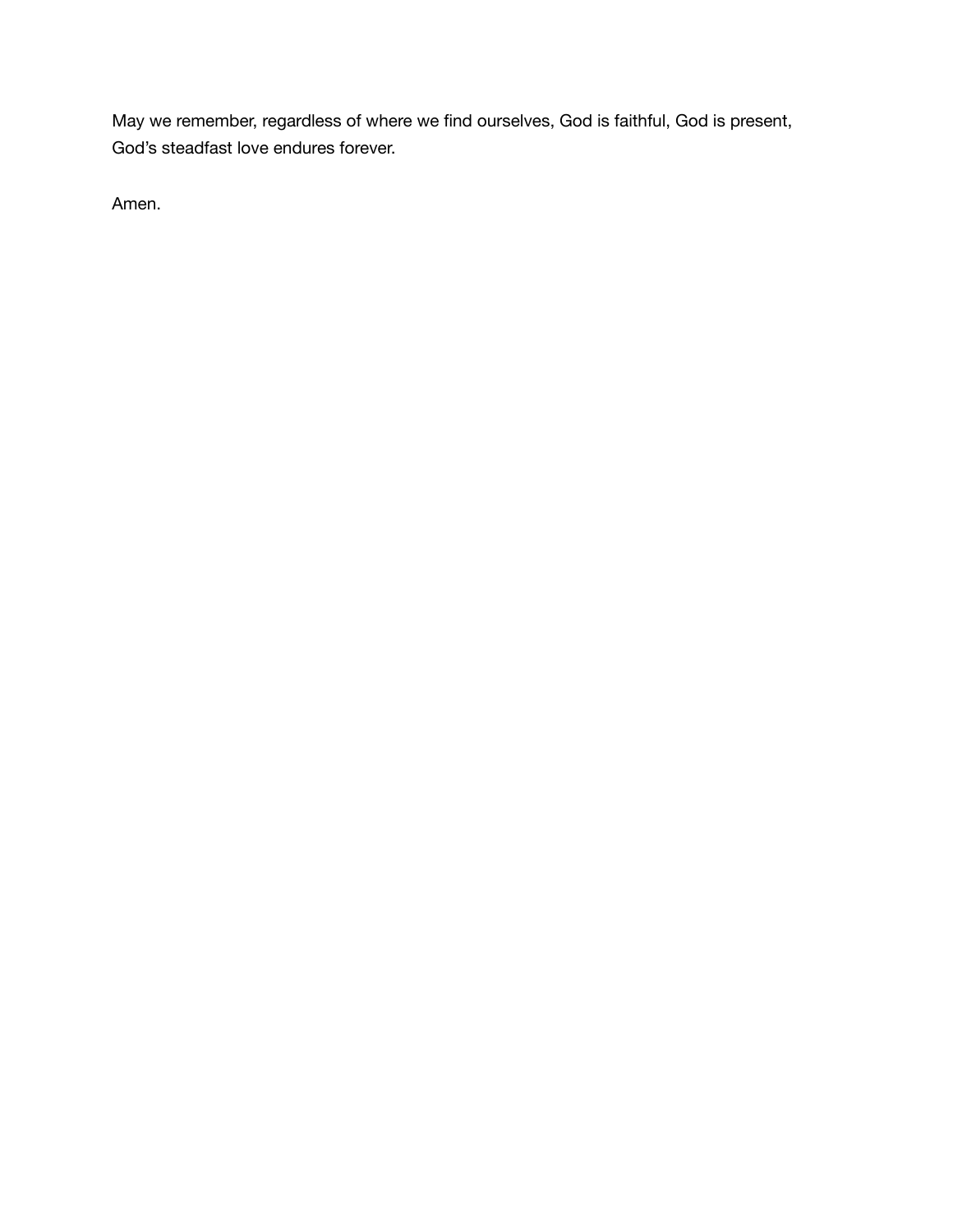May we remember, regardless of where we find ourselves, God is faithful, God is present, God’s steadfast love endures forever.

Amen.